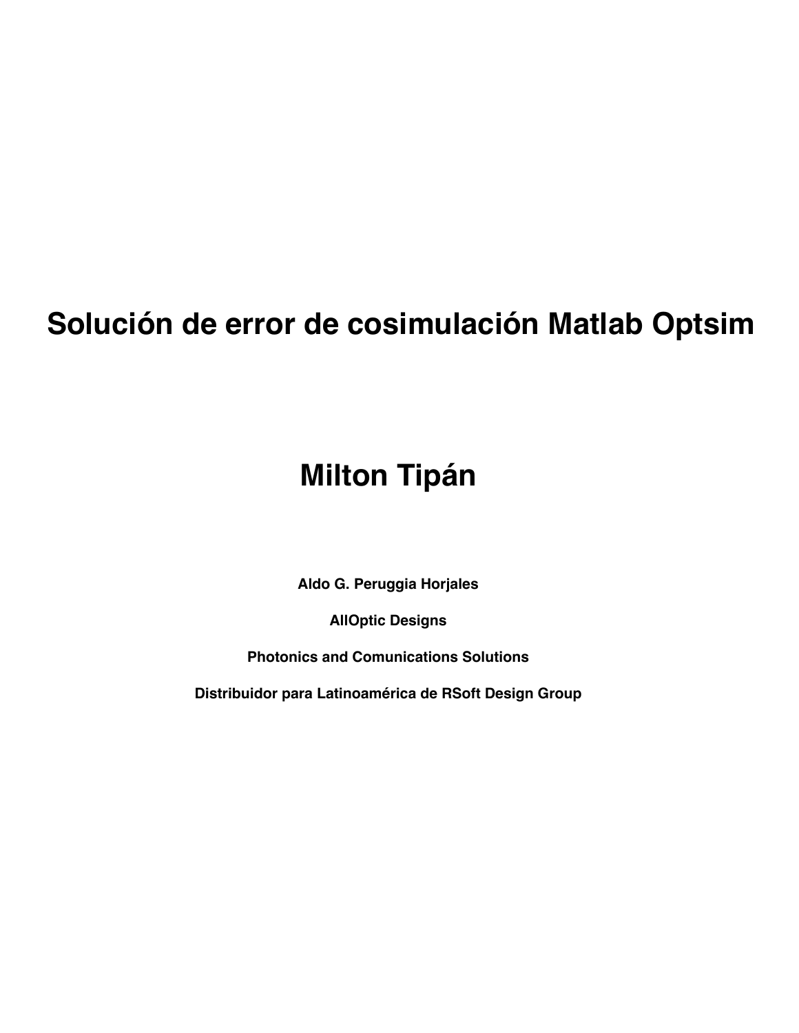# Solución de error de cosimulación Matlab Optsim

## Milton Tipán

**Aldo G. Peruggia Horjales**

**AllOptic Designs**

**Photonics and Comunications Solutions**

**Distribuidor para Latinoamérica de RSoft Design Group**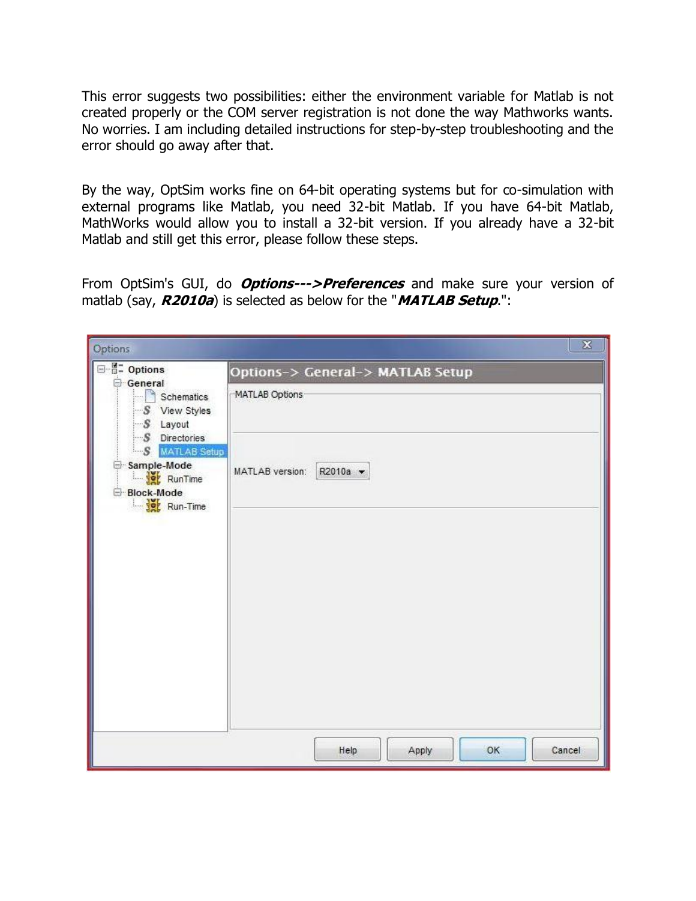This error suggests two possibilities: either the environment variable for Matlab is not created properly or the COM server registration is not done the way Mathworks wants. No worries. I am including detailed instructions for step-by-step troubleshooting and the error should go away after that.

By the way, OptSim works fine on 64-bit operating systems but for co-simulation with external programs like Matlab, you need 32-bit Matlab. If you have 64-bit Matlab, MathWorks would allow you to install a 32-bit version. If you already have a 32-bit Matlab and still get this error, please follow these steps.

From OptSim's GUI, do ***Options--->Preferences*** and make sure your version of matlab (say, ***R2010a***) is selected as below for the "***MATLAB Setup***.":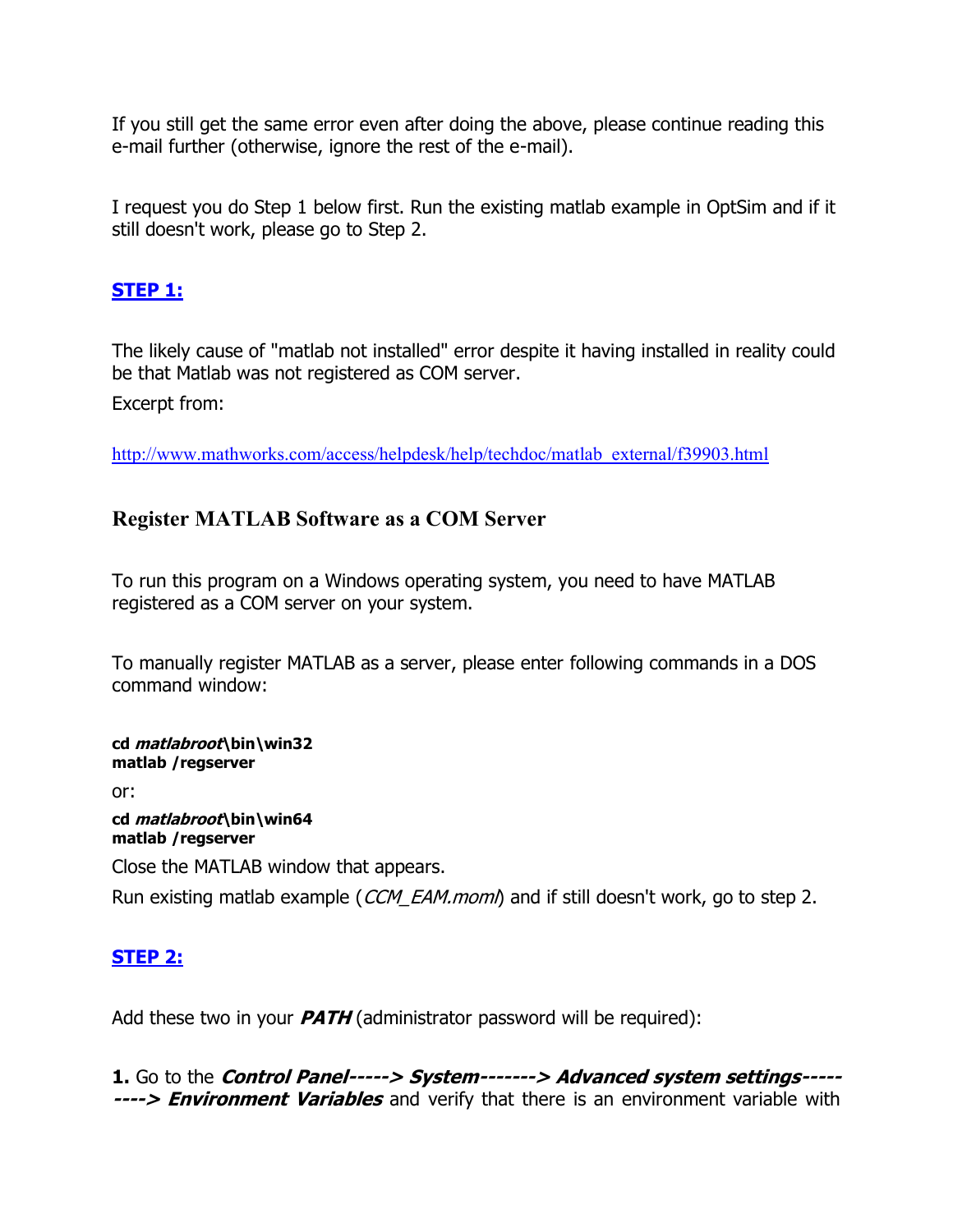If you still get the same error even after doing the above, please continue reading this e-mail further (otherwise, ignore the rest of the e-mail).

I request you do Step 1 below first. Run the existing matlab example in OptSim and if it still doesn't work, please go to Step 2.

## **STEP 1:**

The likely cause of "matlab not installed" error despite it having installed in reality could be that Matlab was not registered as COM server.

Excerpt from:

http://www.mathworks.com/access/helpdesk/help/techdoc/matlab_external/f39903.html

### Register MATLAB Software as a COM Server

To run this program on a Windows operating system, you need to have MATLAB registered as a COM server on your system.

To manually register MATLAB as a server, please enter following commands in a DOS command window:

**cd *matlabroot*\bin\win32**
**matlab /regserver**

or:

**cd *matlabroot*\bin\win64**
**matlab /regserver**

Close the MATLAB window that appears.

Run existing matlab example (*CCM_EAM.moml*) and if still doesn't work, go to step 2.

## **STEP 2:**

Add these two in your ***PATH*** (administrator password will be required):

**1.** Go to the ***Control Panel-----> System-------> Advanced system settings---------> Environment Variables*** and verify that there is an environment variable with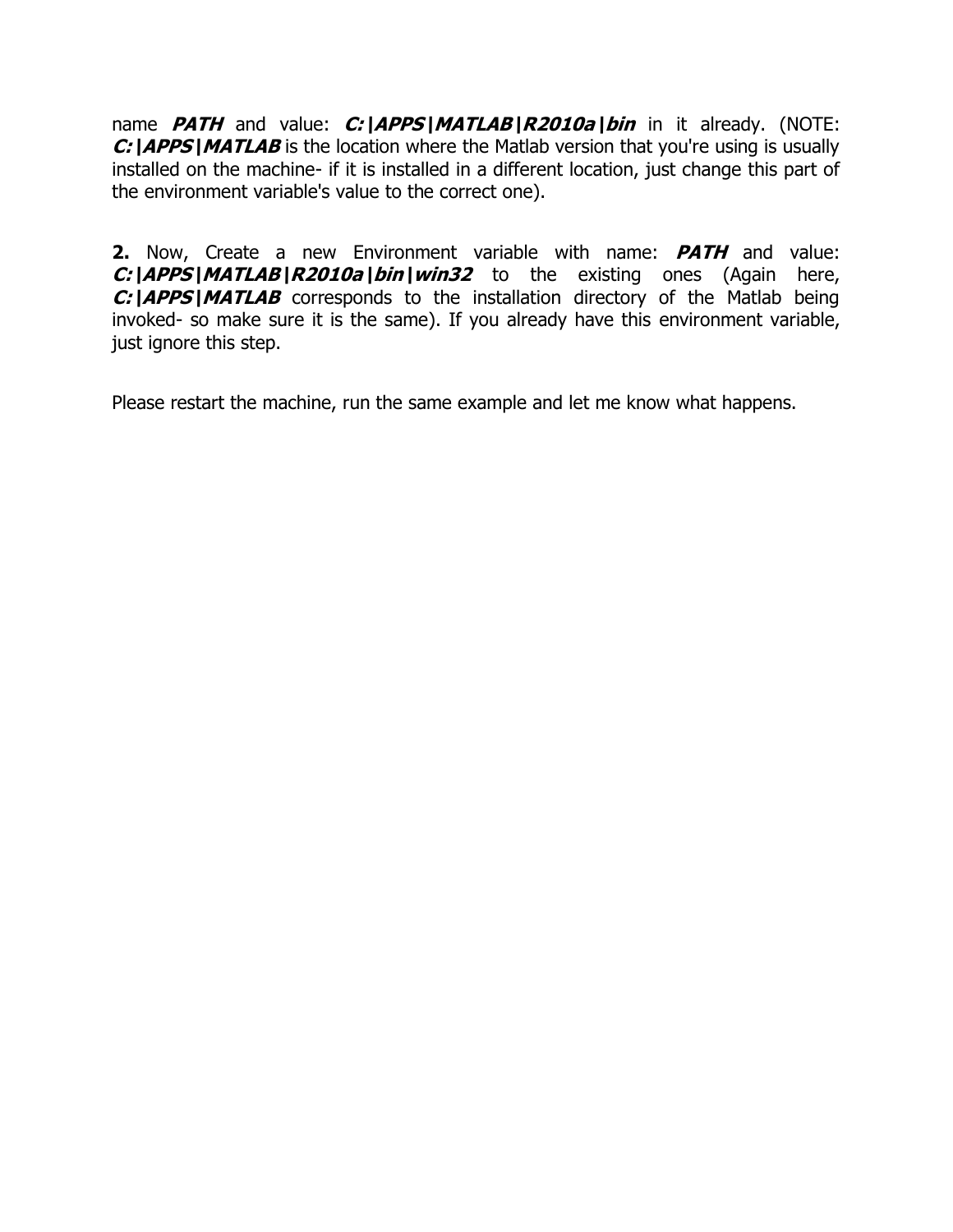name ***PATH*** and value: ***C:|APPS|MATLAB|R2010a|bin*** in it already. (NOTE: ***C:|APPS|MATLAB*** is the location where the Matlab version that you're using is usually installed on the machine- if it is installed in a different location, just change this part of the environment variable's value to the correct one).

**2.** Now, Create a new Environment variable with name: ***PATH*** and value: ***C:|APPS|MATLAB|R2010a|bin|win32*** to the existing ones (Again here, ***C:|APPS|MATLAB*** corresponds to the installation directory of the Matlab being invoked- so make sure it is the same). If you already have this environment variable, just ignore this step.

Please restart the machine, run the same example and let me know what happens.